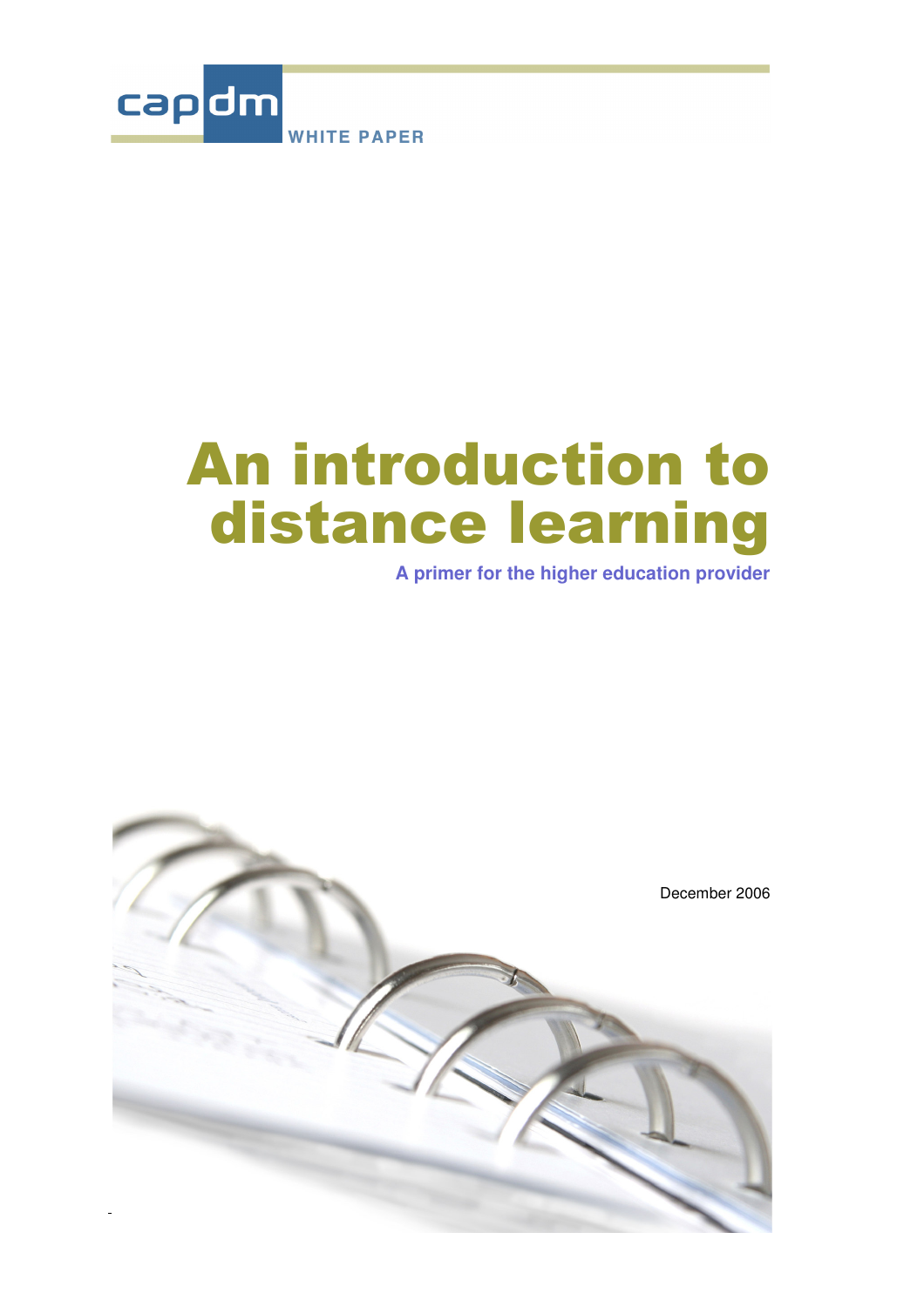capdm

WHITE PAPER

# An introduction to distance learning

**A primer for the higher education provider**

December 2006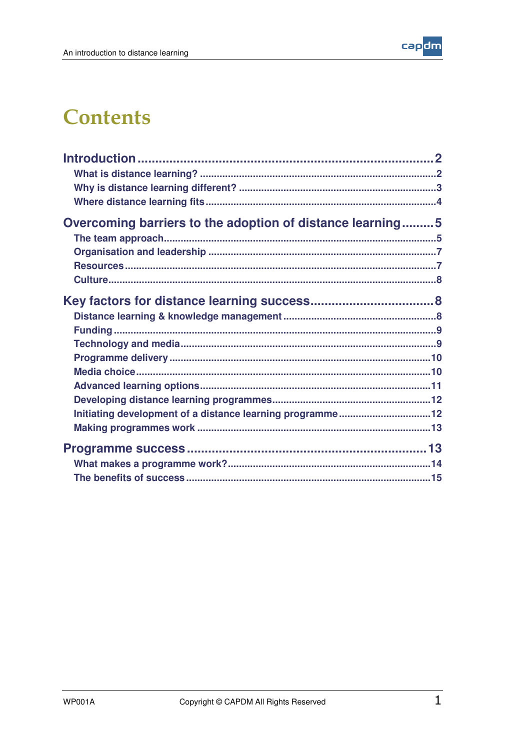# Contents

- **Introduction** ... 2
  - What is distance learning? ... 2
  - Why is distance learning different? ... 3
  - Where distance learning fits ... 4
- **Overcoming barriers to the adoption of distance learning** ... 5
  - The team approach ... 5
  - Organisation and leadership ... 7
  - Resources ... 7
  - Culture ... 8
- **Key factors for distance learning success** ... 8
  - Distance learning & knowledge management ... 8
  - Funding ... 9
  - Technology and media ... 9
  - Programme delivery ... 10
  - Media choice ... 10
  - Advanced learning options ... 11
  - Developing distance learning programmes ... 12
  - Initiating development of a distance learning programme ... 12
  - Making programmes work ... 13
- **Programme success** ... 13
  - What makes a programme work? ... 14
  - The benefits of success ... 15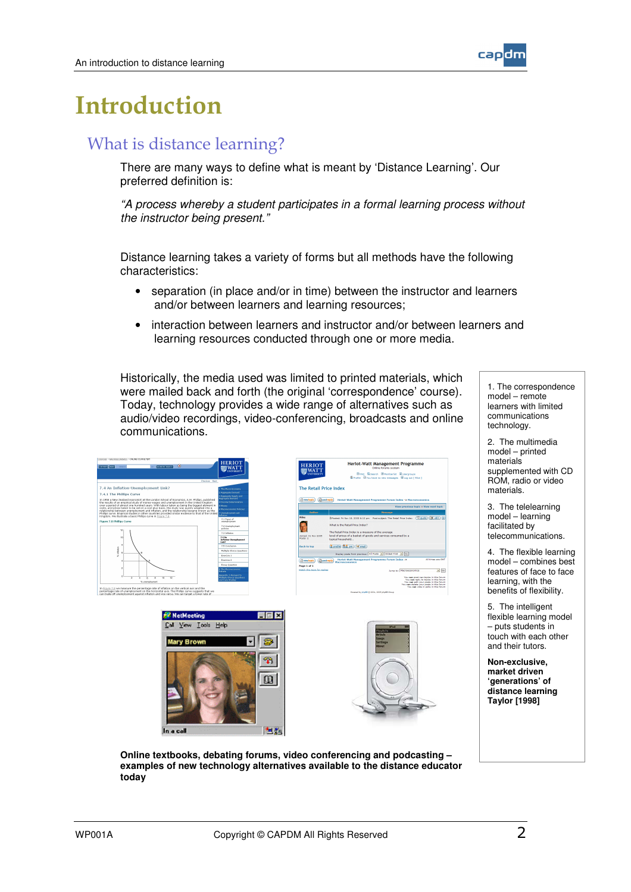# Introduction

## What is distance learning?

There are many ways to define what is meant by 'Distance Learning'. Our preferred definition is:

*"A process whereby a student participates in a formal learning process without the instructor being present."*

Distance learning takes a variety of forms but all methods have the following characteristics:

- separation (in place and/or in time) between the instructor and learners and/or between learners and learning resources;
- interaction between learners and instructor and/or between learners and learning resources conducted through one or more media.

Historically, the media used was limited to printed materials, which were mailed back and forth (the original 'correspondence' course). Today, technology provides a wide range of alternatives such as audio/video recordings, video-conferencing, broadcasts and online communications.

**Online textbooks, debating forums, video conferencing and podcasting – examples of new technology alternatives available to the distance educator today**

1. The correspondence model – remote learners with limited communications technology.
2. The multimedia model – printed materials supplemented with CD ROM, radio or video materials.
3. The telelearning model – learning facilitated by telecommunications.
4. The flexible learning model – combines best features of face to face learning, with the benefits of flexibility.
5. The intelligent flexible learning model – puts students in touch with each other and their tutors.

**Non-exclusive, market driven 'generations' of distance learning Taylor [1998]**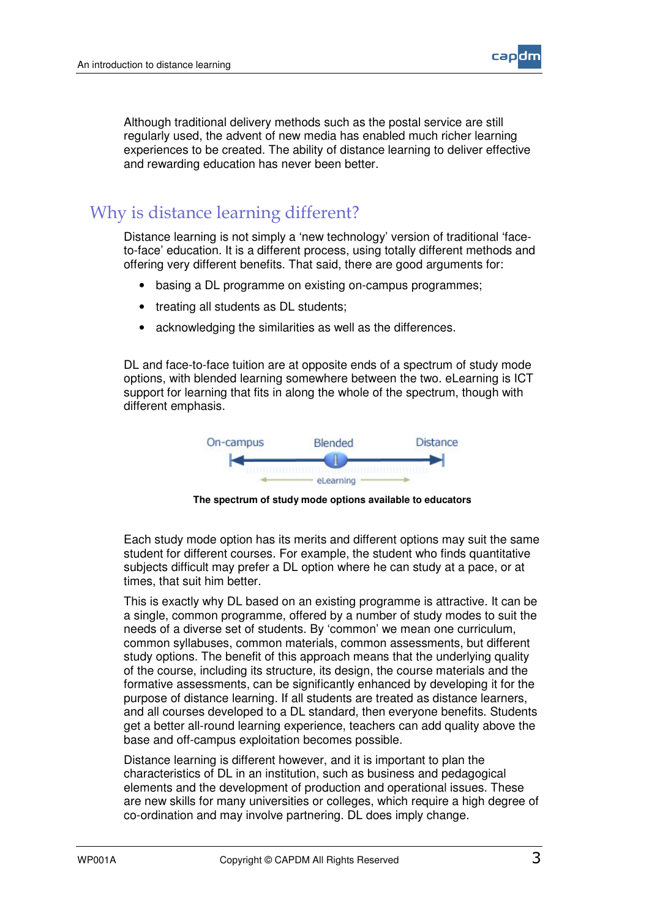Although traditional delivery methods such as the postal service are still regularly used, the advent of new media has enabled much richer learning experiences to be created. The ability of distance learning to deliver effective and rewarding education has never been better.

## Why is distance learning different?

Distance learning is not simply a 'new technology' version of traditional 'face-to-face' education. It is a different process, using totally different methods and offering very different benefits. That said, there are good arguments for:

- basing a DL programme on existing on-campus programmes;
- treating all students as DL students;
- acknowledging the similarities as well as the differences.

DL and face-to-face tuition are at opposite ends of a spectrum of study mode options, with blended learning somewhere between the two. eLearning is ICT support for learning that fits in along the whole of the spectrum, though with different emphasis.

On-campus Blended Distance

eLearning

**The spectrum of study mode options available to educators**

Each study mode option has its merits and different options may suit the same student for different courses. For example, the student who finds quantitative subjects difficult may prefer a DL option where he can study at a pace, or at times, that suit him better.

This is exactly why DL based on an existing programme is attractive. It can be a single, common programme, offered by a number of study modes to suit the needs of a diverse set of students. By 'common' we mean one curriculum, common syllabuses, common materials, common assessments, but different study options. The benefit of this approach means that the underlying quality of the course, including its structure, its design, the course materials and the formative assessments, can be significantly enhanced by developing it for the purpose of distance learning. If all students are treated as distance learners, and all courses developed to a DL standard, then everyone benefits. Students get a better all-round learning experience, teachers can add quality above the base and off-campus exploitation becomes possible.

Distance learning is different however, and it is important to plan the characteristics of DL in an institution, such as business and pedagogical elements and the development of production and operational issues. These are new skills for many universities or colleges, which require a high degree of co-ordination and may involve partnering. DL does imply change.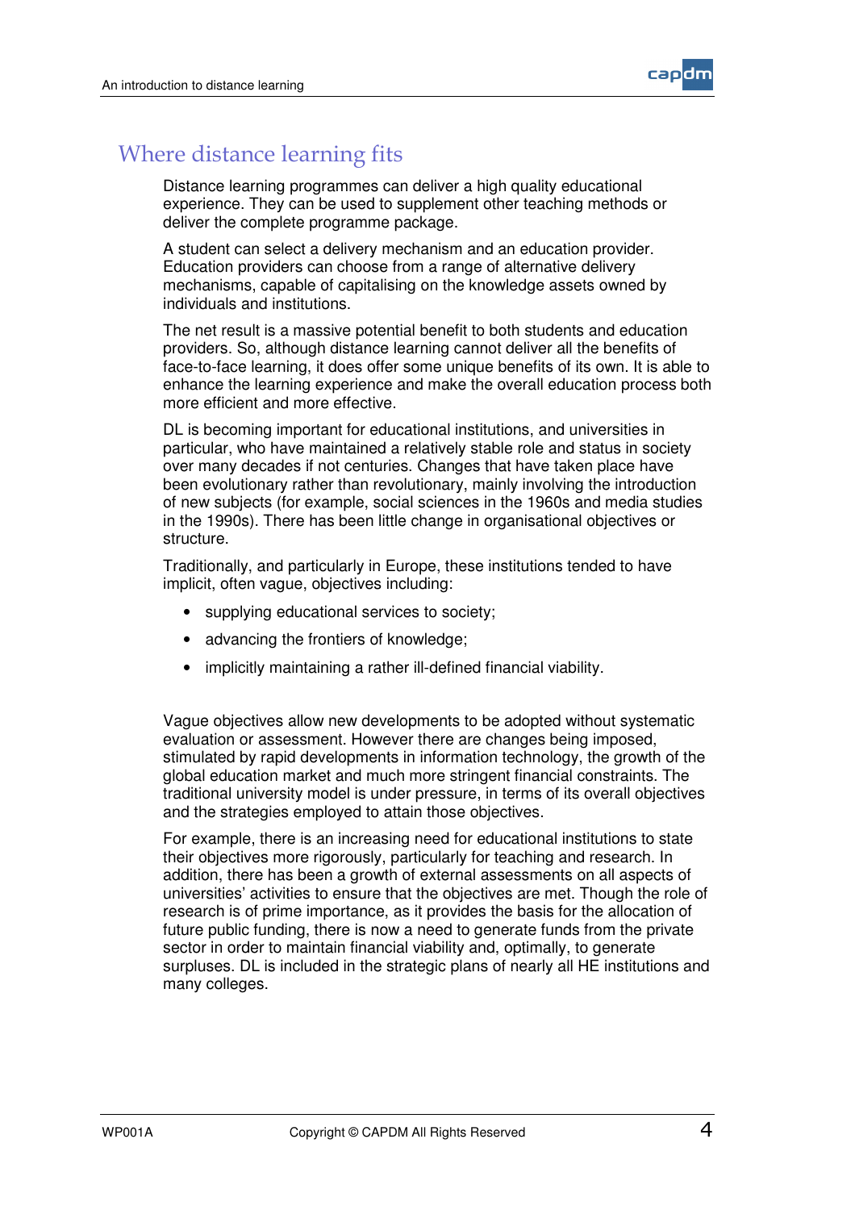## Where distance learning fits

Distance learning programmes can deliver a high quality educational experience. They can be used to supplement other teaching methods or deliver the complete programme package.

A student can select a delivery mechanism and an education provider. Education providers can choose from a range of alternative delivery mechanisms, capable of capitalising on the knowledge assets owned by individuals and institutions.

The net result is a massive potential benefit to both students and education providers. So, although distance learning cannot deliver all the benefits of face-to-face learning, it does offer some unique benefits of its own. It is able to enhance the learning experience and make the overall education process both more efficient and more effective.

DL is becoming important for educational institutions, and universities in particular, who have maintained a relatively stable role and status in society over many decades if not centuries. Changes that have taken place have been evolutionary rather than revolutionary, mainly involving the introduction of new subjects (for example, social sciences in the 1960s and media studies in the 1990s). There has been little change in organisational objectives or structure.

Traditionally, and particularly in Europe, these institutions tended to have implicit, often vague, objectives including:

- supplying educational services to society;
- advancing the frontiers of knowledge;
- implicitly maintaining a rather ill-defined financial viability.

Vague objectives allow new developments to be adopted without systematic evaluation or assessment. However there are changes being imposed, stimulated by rapid developments in information technology, the growth of the global education market and much more stringent financial constraints. The traditional university model is under pressure, in terms of its overall objectives and the strategies employed to attain those objectives.

For example, there is an increasing need for educational institutions to state their objectives more rigorously, particularly for teaching and research. In addition, there has been a growth of external assessments on all aspects of universities' activities to ensure that the objectives are met. Though the role of research is of prime importance, as it provides the basis for the allocation of future public funding, there is now a need to generate funds from the private sector in order to maintain financial viability and, optimally, to generate surpluses. DL is included in the strategic plans of nearly all HE institutions and many colleges.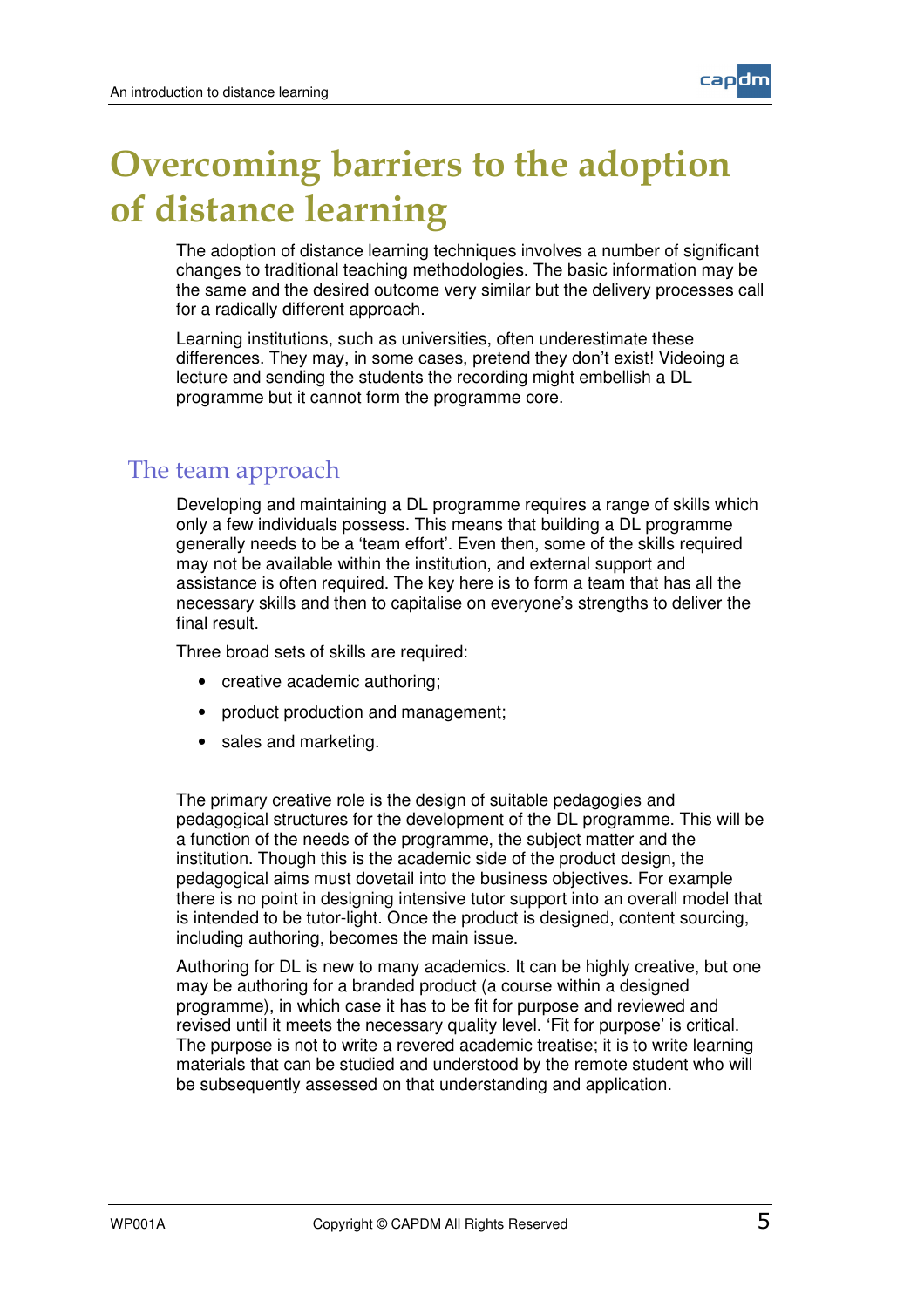# Overcoming barriers to the adoption of distance learning

The adoption of distance learning techniques involves a number of significant changes to traditional teaching methodologies. The basic information may be the same and the desired outcome very similar but the delivery processes call for a radically different approach.

Learning institutions, such as universities, often underestimate these differences. They may, in some cases, pretend they don't exist! Videoing a lecture and sending the students the recording might embellish a DL programme but it cannot form the programme core.

## The team approach

Developing and maintaining a DL programme requires a range of skills which only a few individuals possess. This means that building a DL programme generally needs to be a 'team effort'. Even then, some of the skills required may not be available within the institution, and external support and assistance is often required. The key here is to form a team that has all the necessary skills and then to capitalise on everyone's strengths to deliver the final result.

Three broad sets of skills are required:

- creative academic authoring;
- product production and management;
- sales and marketing.

The primary creative role is the design of suitable pedagogies and pedagogical structures for the development of the DL programme. This will be a function of the needs of the programme, the subject matter and the institution. Though this is the academic side of the product design, the pedagogical aims must dovetail into the business objectives. For example there is no point in designing intensive tutor support into an overall model that is intended to be tutor-light. Once the product is designed, content sourcing, including authoring, becomes the main issue.

Authoring for DL is new to many academics. It can be highly creative, but one may be authoring for a branded product (a course within a designed programme), in which case it has to be fit for purpose and reviewed and revised until it meets the necessary quality level. 'Fit for purpose' is critical. The purpose is not to write a revered academic treatise; it is to write learning materials that can be studied and understood by the remote student who will be subsequently assessed on that understanding and application.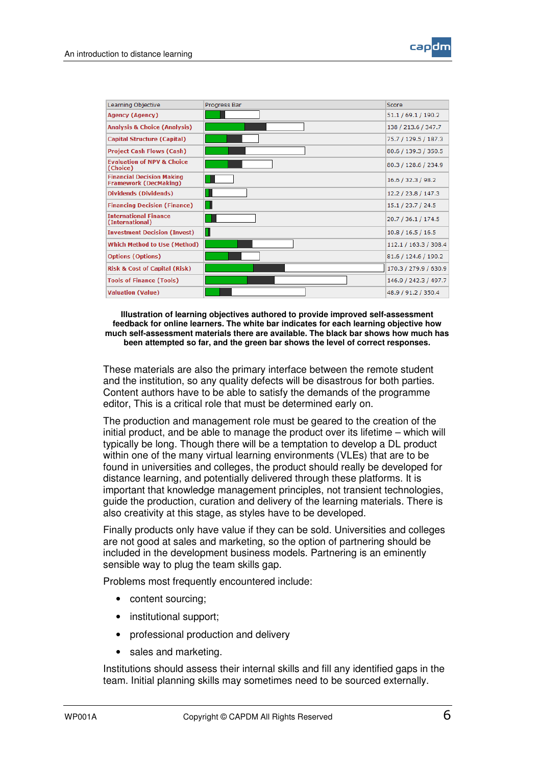| Learning Objective | Progress Bar | Score |
| --- | --- | --- |
| Agency (Agency) | | 51.1 / 69.1 / 190.2 |
| Analysis & Choice (Analysis) | | 138 / 213.6 / 347.7 |
| Capital Structure (Capital) | | 75.7 / 129.5 / 187.3 |
| Project Cash Flows (Cash) | | 80.6 / 139.3 / 350.5 |
| Evaluation of NPV & Choice (Choice) | | 80.3 / 128.6 / 234.9 |
| Financial Decision Making Framework (DecMaking) | | 16.6 / 32.3 / 98.2 |
| Dividends (Dividends) | | 12.2 / 23.8 / 147.3 |
| Financing Decision (Finance) | | 15.1 / 23.7 / 24.5 |
| International Finance (International) | | 20.7 / 36.1 / 174.5 |
| Investment Decision (Invest) | | 10.8 / 16.5 / 16.5 |
| Which Method to Use (Method) | | 112.1 / 163.3 / 308.4 |
| Options (Options) | | 81.6 / 124.6 / 190.2 |
| Risk & Cost of Capital (Risk) | | 170.3 / 279.9 / 630.9 |
| Tools of Finance (Tools) | | 146.9 / 242.3 / 497.7 |
| Valuation (Value) | | 48.9 / 91.2 / 350.4 |

**Illustration of learning objectives authored to provide improved self-assessment feedback for online learners. The white bar indicates for each learning objective how much self-assessment materials there are available. The black bar shows how much has been attempted so far, and the green bar shows the level of correct responses.**

These materials are also the primary interface between the remote student and the institution, so any quality defects will be disastrous for both parties. Content authors have to be able to satisfy the demands of the programme editor, This is a critical role that must be determined early on.

The production and management role must be geared to the creation of the initial product, and be able to manage the product over its lifetime – which will typically be long. Though there will be a temptation to develop a DL product within one of the many virtual learning environments (VLEs) that are to be found in universities and colleges, the product should really be developed for distance learning, and potentially delivered through these platforms. It is important that knowledge management principles, not transient technologies, guide the production, curation and delivery of the learning materials. There is also creativity at this stage, as styles have to be developed.

Finally products only have value if they can be sold. Universities and colleges are not good at sales and marketing, so the option of partnering should be included in the development business models. Partnering is an eminently sensible way to plug the team skills gap.

Problems most frequently encountered include:

- content sourcing;
- institutional support;
- professional production and delivery
- sales and marketing.

Institutions should assess their internal skills and fill any identified gaps in the team. Initial planning skills may sometimes need to be sourced externally.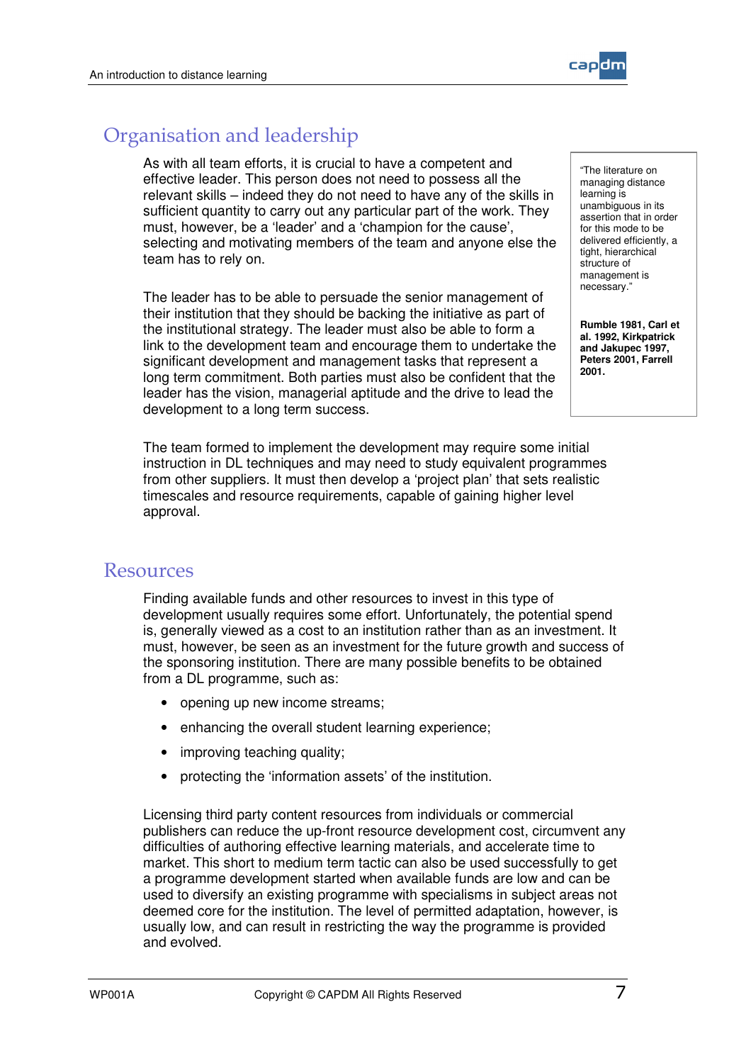## Organisation and leadership

As with all team efforts, it is crucial to have a competent and effective leader. This person does not need to possess all the relevant skills – indeed they do not need to have any of the skills in sufficient quantity to carry out any particular part of the work. They must, however, be a 'leader' and a 'champion for the cause', selecting and motivating members of the team and anyone else the team has to rely on.

> "The literature on managing distance learning is unambiguous in its assertion that in order for this mode to be delivered efficiently, a tight, hierarchical structure of management is necessary."
>
> **Rumble 1981, Carl et al. 1992, Kirkpatrick and Jakupec 1997, Peters 2001, Farrell 2001.**

The leader has to be able to persuade the senior management of their institution that they should be backing the initiative as part of the institutional strategy. The leader must also be able to form a link to the development team and encourage them to undertake the significant development and management tasks that represent a long term commitment. Both parties must also be confident that the leader has the vision, managerial aptitude and the drive to lead the development to a long term success.

The team formed to implement the development may require some initial instruction in DL techniques and may need to study equivalent programmes from other suppliers. It must then develop a 'project plan' that sets realistic timescales and resource requirements, capable of gaining higher level approval.

## Resources

Finding available funds and other resources to invest in this type of development usually requires some effort. Unfortunately, the potential spend is, generally viewed as a cost to an institution rather than as an investment. It must, however, be seen as an investment for the future growth and success of the sponsoring institution. There are many possible benefits to be obtained from a DL programme, such as:

- opening up new income streams;
- enhancing the overall student learning experience;
- improving teaching quality;
- protecting the 'information assets' of the institution.

Licensing third party content resources from individuals or commercial publishers can reduce the up-front resource development cost, circumvent any difficulties of authoring effective learning materials, and accelerate time to market. This short to medium term tactic can also be used successfully to get a programme development started when available funds are low and can be used to diversify an existing programme with specialisms in subject areas not deemed core for the institution. The level of permitted adaptation, however, is usually low, and can result in restricting the way the programme is provided and evolved.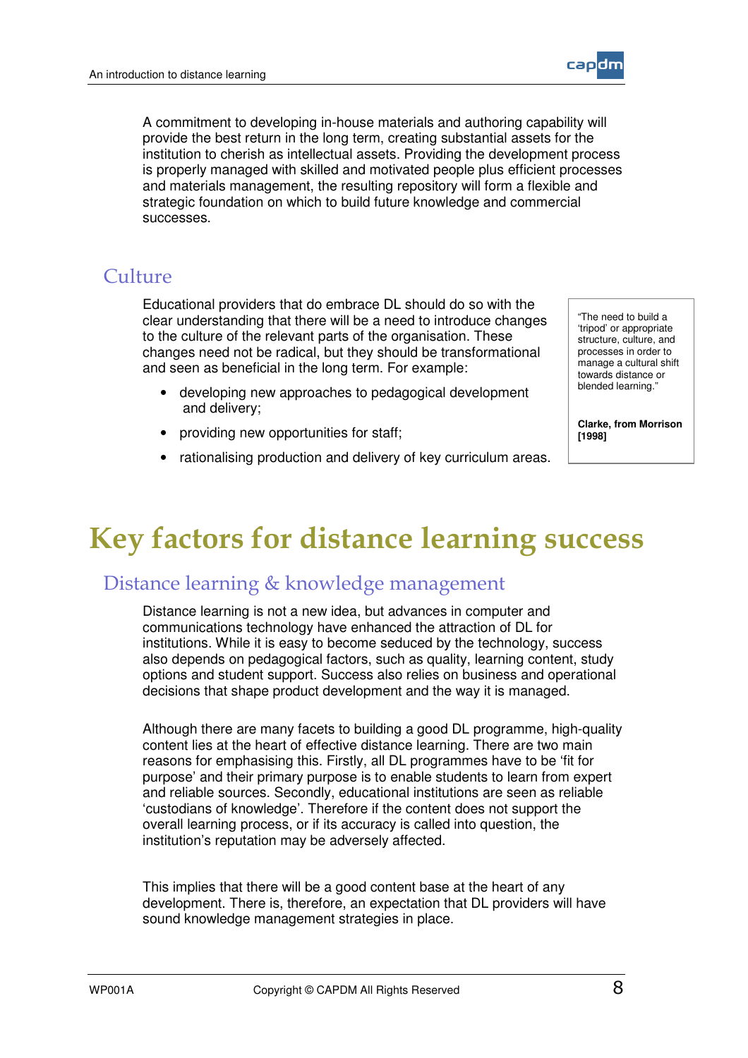A commitment to developing in-house materials and authoring capability will provide the best return in the long term, creating substantial assets for the institution to cherish as intellectual assets. Providing the development process is properly managed with skilled and motivated people plus efficient processes and materials management, the resulting repository will form a flexible and strategic foundation on which to build future knowledge and commercial successes.

## Culture

Educational providers that do embrace DL should do so with the clear understanding that there will be a need to introduce changes to the culture of the relevant parts of the organisation. These changes need not be radical, but they should be transformational and seen as beneficial in the long term. For example:

- developing new approaches to pedagogical development and delivery;
- providing new opportunities for staff;
- rationalising production and delivery of key curriculum areas.

> "The need to build a 'tripod' or appropriate structure, culture, and processes in order to manage a cultural shift towards distance or blended learning."
>
> **Clarke, from Morrison [1998]**

# Key factors for distance learning success

## Distance learning & knowledge management

Distance learning is not a new idea, but advances in computer and communications technology have enhanced the attraction of DL for institutions. While it is easy to become seduced by the technology, success also depends on pedagogical factors, such as quality, learning content, study options and student support. Success also relies on business and operational decisions that shape product development and the way it is managed.

Although there are many facets to building a good DL programme, high-quality content lies at the heart of effective distance learning. There are two main reasons for emphasising this. Firstly, all DL programmes have to be 'fit for purpose' and their primary purpose is to enable students to learn from expert and reliable sources. Secondly, educational institutions are seen as reliable 'custodians of knowledge'. Therefore if the content does not support the overall learning process, or if its accuracy is called into question, the institution's reputation may be adversely affected.

This implies that there will be a good content base at the heart of any development. There is, therefore, an expectation that DL providers will have sound knowledge management strategies in place.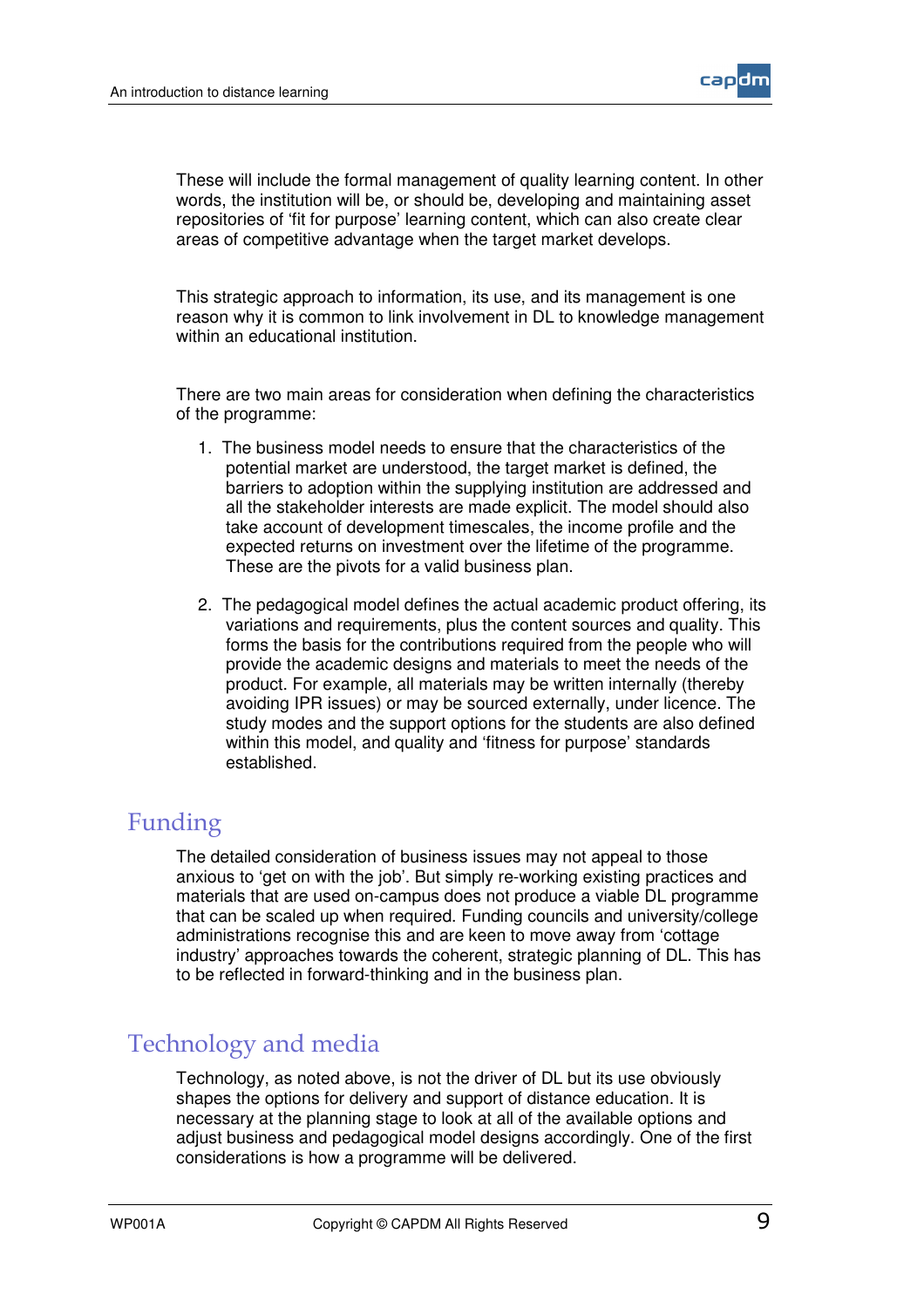These will include the formal management of quality learning content. In other words, the institution will be, or should be, developing and maintaining asset repositories of 'fit for purpose' learning content, which can also create clear areas of competitive advantage when the target market develops.

This strategic approach to information, its use, and its management is one reason why it is common to link involvement in DL to knowledge management within an educational institution.

There are two main areas for consideration when defining the characteristics of the programme:

1. The business model needs to ensure that the characteristics of the potential market are understood, the target market is defined, the barriers to adoption within the supplying institution are addressed and all the stakeholder interests are made explicit. The model should also take account of development timescales, the income profile and the expected returns on investment over the lifetime of the programme. These are the pivots for a valid business plan.

2. The pedagogical model defines the actual academic product offering, its variations and requirements, plus the content sources and quality. This forms the basis for the contributions required from the people who will provide the academic designs and materials to meet the needs of the product. For example, all materials may be written internally (thereby avoiding IPR issues) or may be sourced externally, under licence. The study modes and the support options for the students are also defined within this model, and quality and 'fitness for purpose' standards established.

## Funding

The detailed consideration of business issues may not appeal to those anxious to 'get on with the job'. But simply re-working existing practices and materials that are used on-campus does not produce a viable DL programme that can be scaled up when required. Funding councils and university/college administrations recognise this and are keen to move away from 'cottage industry' approaches towards the coherent, strategic planning of DL. This has to be reflected in forward-thinking and in the business plan.

## Technology and media

Technology, as noted above, is not the driver of DL but its use obviously shapes the options for delivery and support of distance education. It is necessary at the planning stage to look at all of the available options and adjust business and pedagogical model designs accordingly. One of the first considerations is how a programme will be delivered.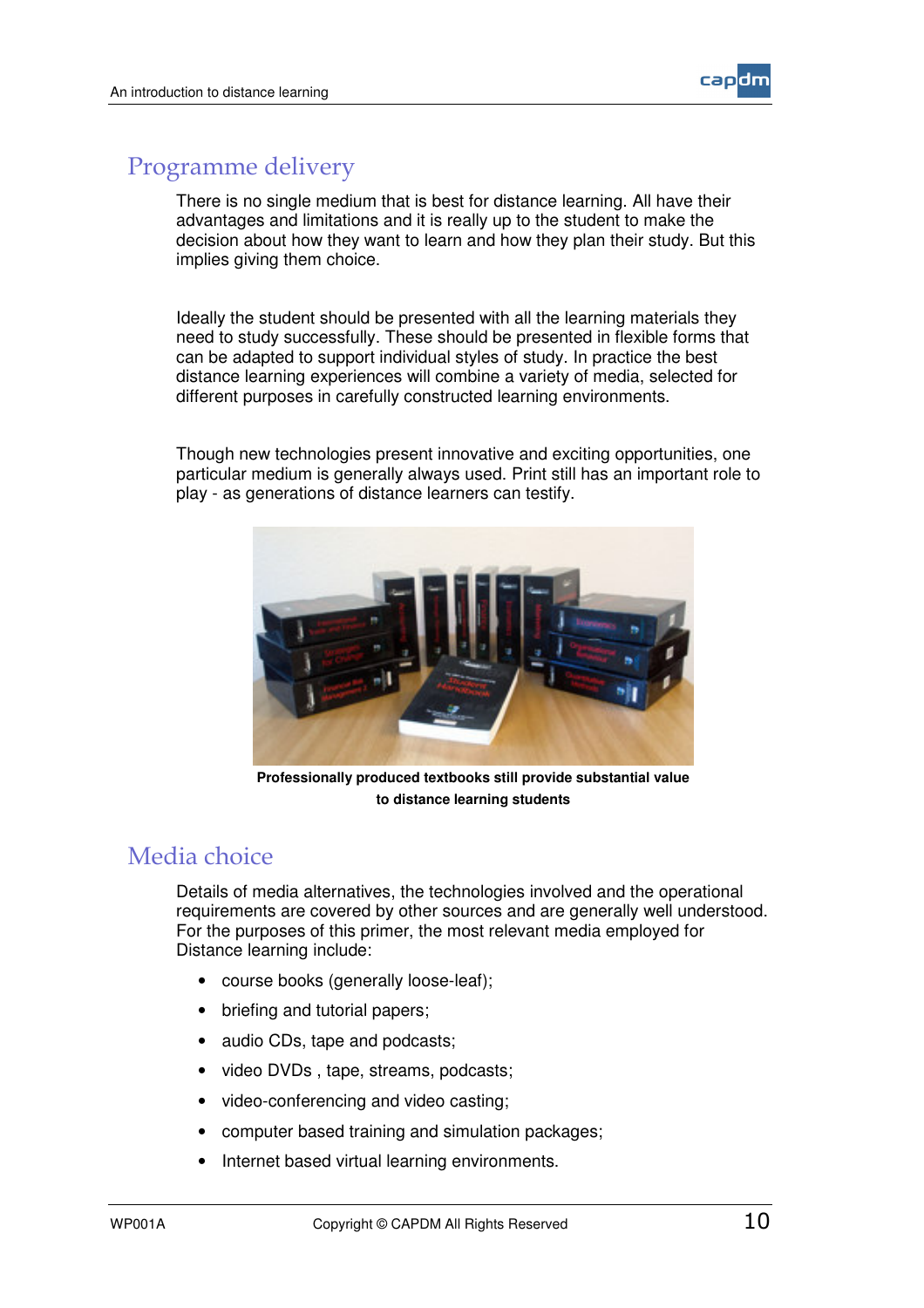## Programme delivery

There is no single medium that is best for distance learning. All have their advantages and limitations and it is really up to the student to make the decision about how they want to learn and how they plan their study. But this implies giving them choice.

Ideally the student should be presented with all the learning materials they need to study successfully. These should be presented in flexible forms that can be adapted to support individual styles of study. In practice the best distance learning experiences will combine a variety of media, selected for different purposes in carefully constructed learning environments.

Though new technologies present innovative and exciting opportunities, one particular medium is generally always used. Print still has an important role to play - as generations of distance learners can testify.

**Professionally produced textbooks still provide substantial value to distance learning students**

## Media choice

Details of media alternatives, the technologies involved and the operational requirements are covered by other sources and are generally well understood. For the purposes of this primer, the most relevant media employed for Distance learning include:

- course books (generally loose-leaf);
- briefing and tutorial papers;
- audio CDs, tape and podcasts;
- video DVDs , tape, streams, podcasts;
- video-conferencing and video casting;
- computer based training and simulation packages;
- Internet based virtual learning environments.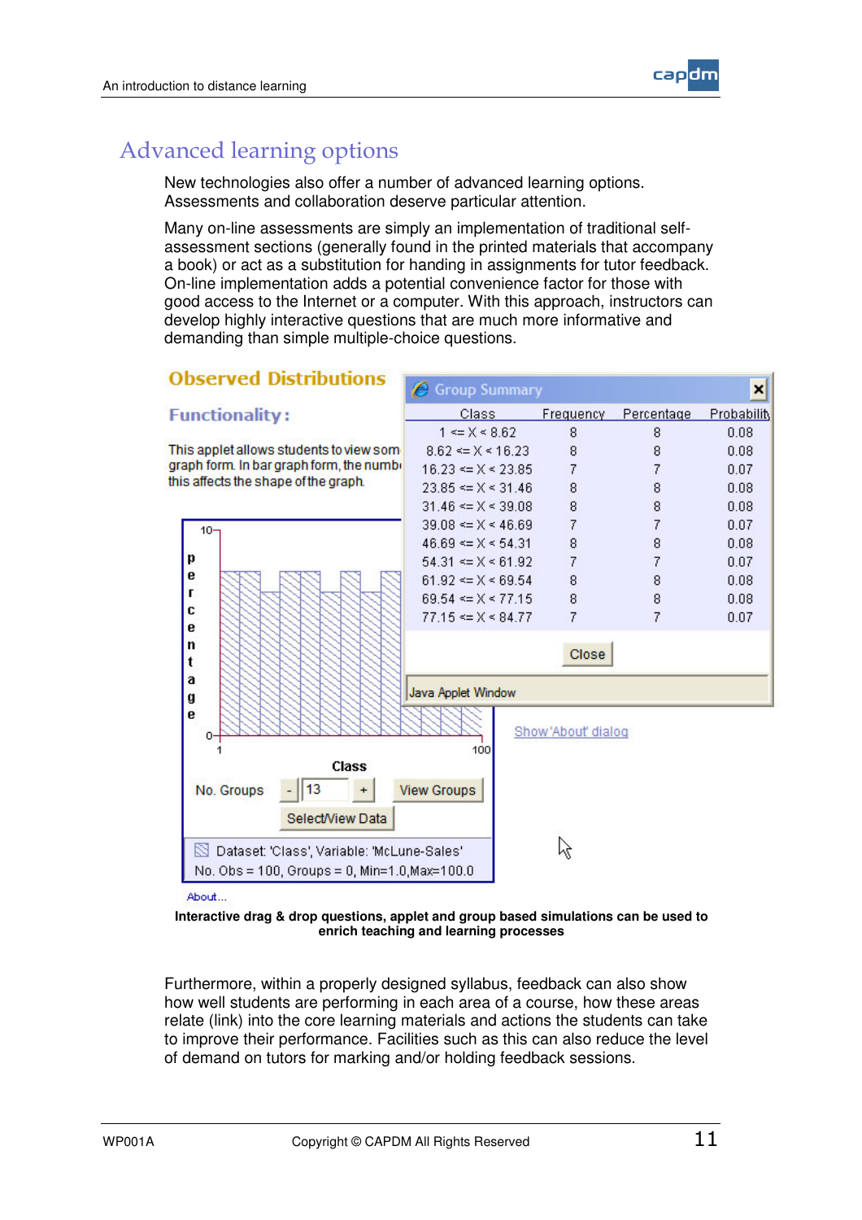# Advanced learning options

New technologies also offer a number of advanced learning options. Assessments and collaboration deserve particular attention.

Many on-line assessments are simply an implementation of traditional self-assessment sections (generally found in the printed materials that accompany a book) or act as a substitution for handing in assignments for tutor feedback. On-line implementation adds a potential convenience factor for those with good access to the Internet or a computer. With this approach, instructors can develop highly interactive questions that are much more informative and demanding than simple multiple-choice questions.

**Interactive drag & drop questions, applet and group based simulations can be used to enrich teaching and learning processes**

Furthermore, within a properly designed syllabus, feedback can also show how well students are performing in each area of a course, how these areas relate (link) into the core learning materials and actions the students can take to improve their performance. Facilities such as this can also reduce the level of demand on tutors for marking and/or holding feedback sessions.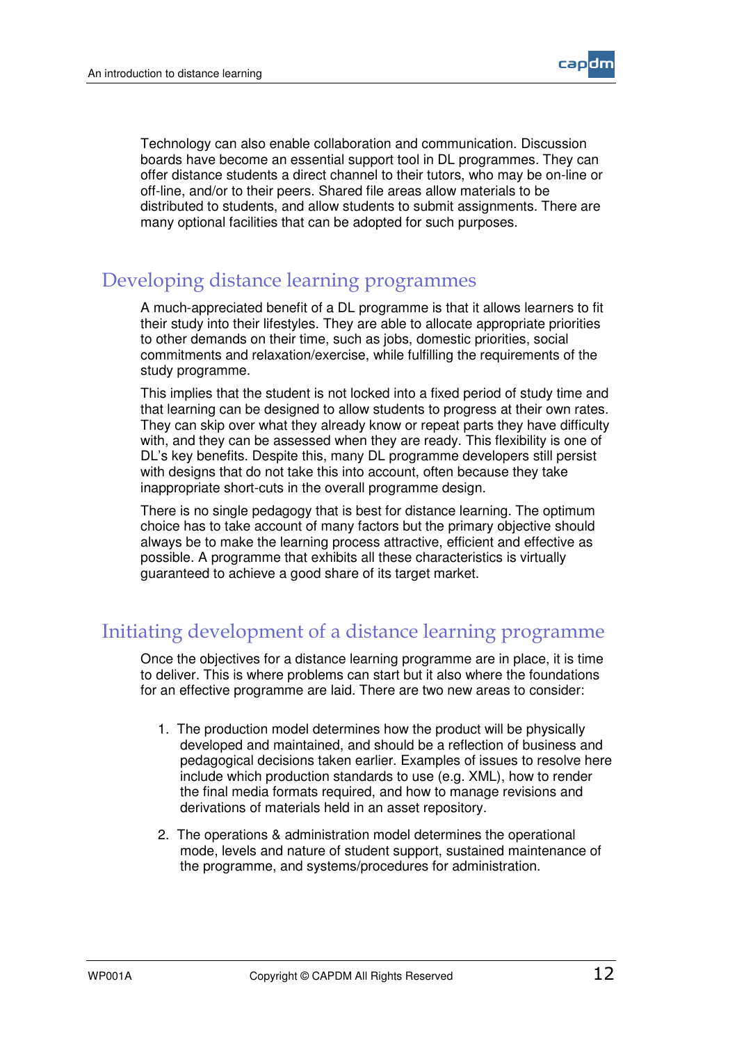Technology can also enable collaboration and communication. Discussion boards have become an essential support tool in DL programmes. They can offer distance students a direct channel to their tutors, who may be on-line or off-line, and/or to their peers. Shared file areas allow materials to be distributed to students, and allow students to submit assignments. There are many optional facilities that can be adopted for such purposes.

## Developing distance learning programmes

A much-appreciated benefit of a DL programme is that it allows learners to fit their study into their lifestyles. They are able to allocate appropriate priorities to other demands on their time, such as jobs, domestic priorities, social commitments and relaxation/exercise, while fulfilling the requirements of the study programme.

This implies that the student is not locked into a fixed period of study time and that learning can be designed to allow students to progress at their own rates. They can skip over what they already know or repeat parts they have difficulty with, and they can be assessed when they are ready. This flexibility is one of DL's key benefits. Despite this, many DL programme developers still persist with designs that do not take this into account, often because they take inappropriate short-cuts in the overall programme design.

There is no single pedagogy that is best for distance learning. The optimum choice has to take account of many factors but the primary objective should always be to make the learning process attractive, efficient and effective as possible. A programme that exhibits all these characteristics is virtually guaranteed to achieve a good share of its target market.

## Initiating development of a distance learning programme

Once the objectives for a distance learning programme are in place, it is time to deliver. This is where problems can start but it also where the foundations for an effective programme are laid. There are two new areas to consider:

1. The production model determines how the product will be physically developed and maintained, and should be a reflection of business and pedagogical decisions taken earlier. Examples of issues to resolve here include which production standards to use (e.g. XML), how to render the final media formats required, and how to manage revisions and derivations of materials held in an asset repository.

2. The operations & administration model determines the operational mode, levels and nature of student support, sustained maintenance of the programme, and systems/procedures for administration.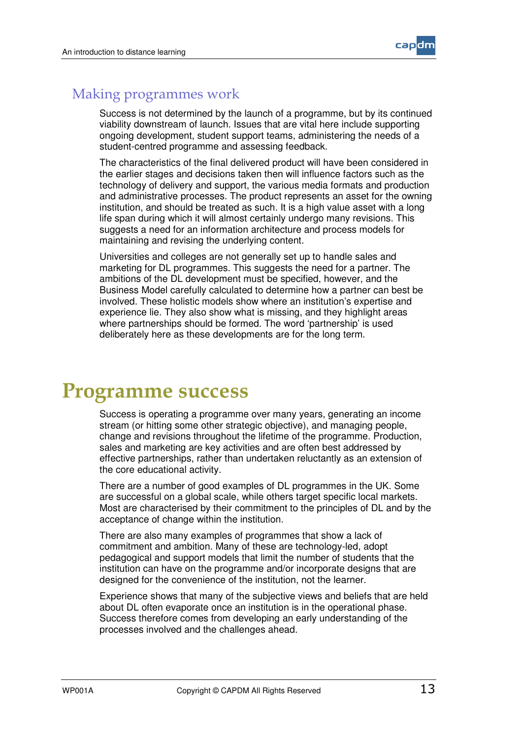## Making programmes work

Success is not determined by the launch of a programme, but by its continued viability downstream of launch. Issues that are vital here include supporting ongoing development, student support teams, administering the needs of a student-centred programme and assessing feedback.

The characteristics of the final delivered product will have been considered in the earlier stages and decisions taken then will influence factors such as the technology of delivery and support, the various media formats and production and administrative processes. The product represents an asset for the owning institution, and should be treated as such. It is a high value asset with a long life span during which it will almost certainly undergo many revisions. This suggests a need for an information architecture and process models for maintaining and revising the underlying content.

Universities and colleges are not generally set up to handle sales and marketing for DL programmes. This suggests the need for a partner. The ambitions of the DL development must be specified, however, and the Business Model carefully calculated to determine how a partner can best be involved. These holistic models show where an institution's expertise and experience lie. They also show what is missing, and they highlight areas where partnerships should be formed. The word 'partnership' is used deliberately here as these developments are for the long term.

# Programme success

Success is operating a programme over many years, generating an income stream (or hitting some other strategic objective), and managing people, change and revisions throughout the lifetime of the programme. Production, sales and marketing are key activities and are often best addressed by effective partnerships, rather than undertaken reluctantly as an extension of the core educational activity.

There are a number of good examples of DL programmes in the UK. Some are successful on a global scale, while others target specific local markets. Most are characterised by their commitment to the principles of DL and by the acceptance of change within the institution.

There are also many examples of programmes that show a lack of commitment and ambition. Many of these are technology-led, adopt pedagogical and support models that limit the number of students that the institution can have on the programme and/or incorporate designs that are designed for the convenience of the institution, not the learner.

Experience shows that many of the subjective views and beliefs that are held about DL often evaporate once an institution is in the operational phase. Success therefore comes from developing an early understanding of the processes involved and the challenges ahead.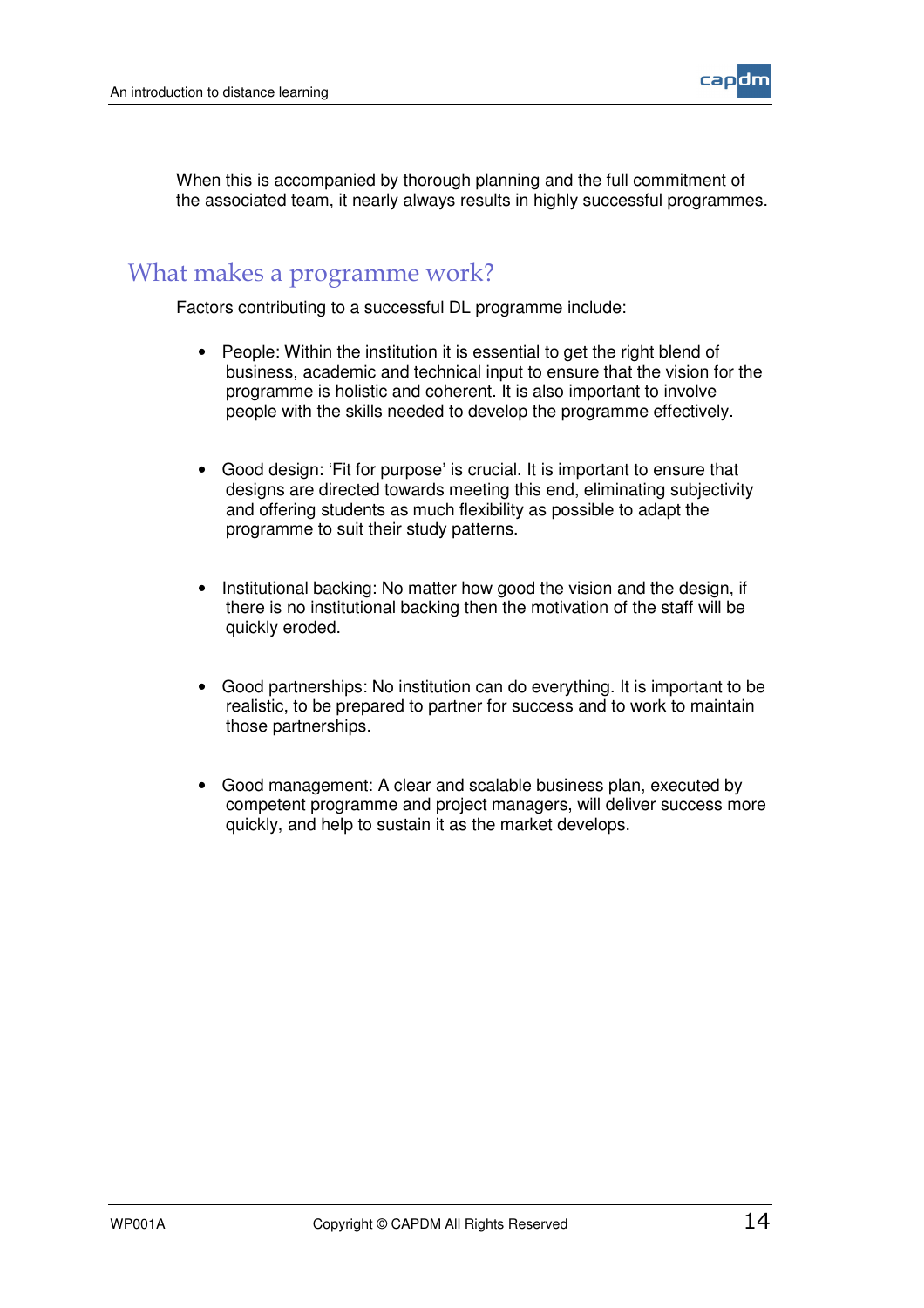When this is accompanied by thorough planning and the full commitment of the associated team, it nearly always results in highly successful programmes.

## What makes a programme work?

Factors contributing to a successful DL programme include:

- People: Within the institution it is essential to get the right blend of business, academic and technical input to ensure that the vision for the programme is holistic and coherent. It is also important to involve people with the skills needed to develop the programme effectively.

- Good design: 'Fit for purpose' is crucial. It is important to ensure that designs are directed towards meeting this end, eliminating subjectivity and offering students as much flexibility as possible to adapt the programme to suit their study patterns.

- Institutional backing: No matter how good the vision and the design, if there is no institutional backing then the motivation of the staff will be quickly eroded.

- Good partnerships: No institution can do everything. It is important to be realistic, to be prepared to partner for success and to work to maintain those partnerships.

- Good management: A clear and scalable business plan, executed by competent programme and project managers, will deliver success more quickly, and help to sustain it as the market develops.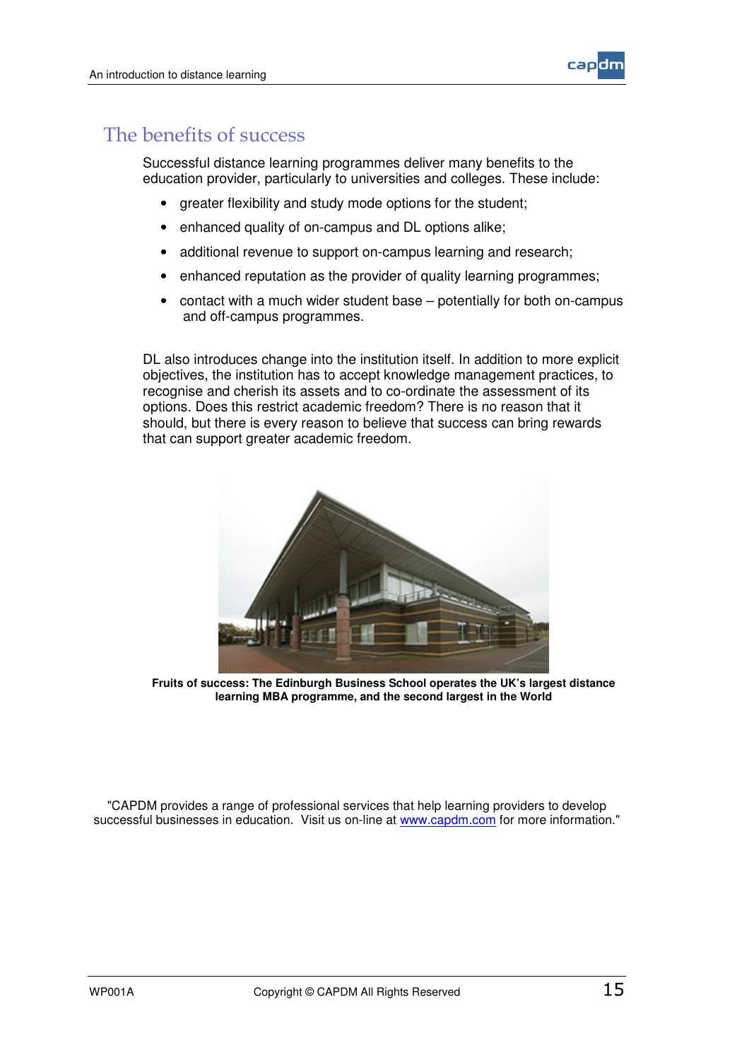## The benefits of success

Successful distance learning programmes deliver many benefits to the education provider, particularly to universities and colleges. These include:

- greater flexibility and study mode options for the student;
- enhanced quality of on-campus and DL options alike;
- additional revenue to support on-campus learning and research;
- enhanced reputation as the provider of quality learning programmes;
- contact with a much wider student base – potentially for both on-campus and off-campus programmes.

DL also introduces change into the institution itself. In addition to more explicit objectives, the institution has to accept knowledge management practices, to recognise and cherish its assets and to co-ordinate the assessment of its options. Does this restrict academic freedom? There is no reason that it should, but there is every reason to believe that success can bring rewards that can support greater academic freedom.

**Fruits of success: The Edinburgh Business School operates the UK's largest distance learning MBA programme, and the second largest in the World**

"CAPDM provides a range of professional services that help learning providers to develop successful businesses in education. Visit us on-line at [www.capdm.com](http://www.capdm.com) for more information."